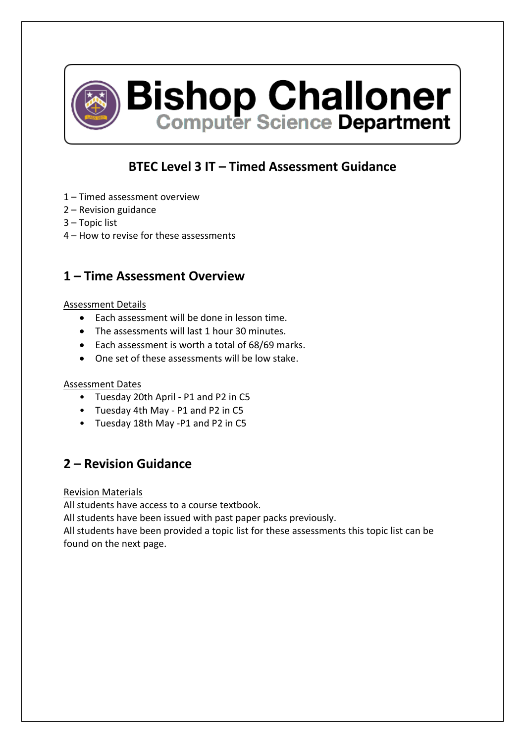Bishop Challoner
Computer Science Department

# BTEC Level 3 IT – Timed Assessment Guidance

1 – Timed assessment overview
2 – Revision guidance
3 – Topic list
4 – How to revise for these assessments

## 1 – Time Assessment Overview

Assessment Details

- Each assessment will be done in lesson time.
- The assessments will last 1 hour 30 minutes.
- Each assessment is worth a total of 68/69 marks.
- One set of these assessments will be low stake.

Assessment Dates

- Tuesday 20th April - P1 and P2 in C5
- Tuesday 4th May - P1 and P2 in C5
- Tuesday 18th May -P1 and P2 in C5

## 2 – Revision Guidance

Revision Materials
All students have access to a course textbook.
All students have been issued with past paper packs previously.
All students have been provided a topic list for these assessments this topic list can be found on the next page.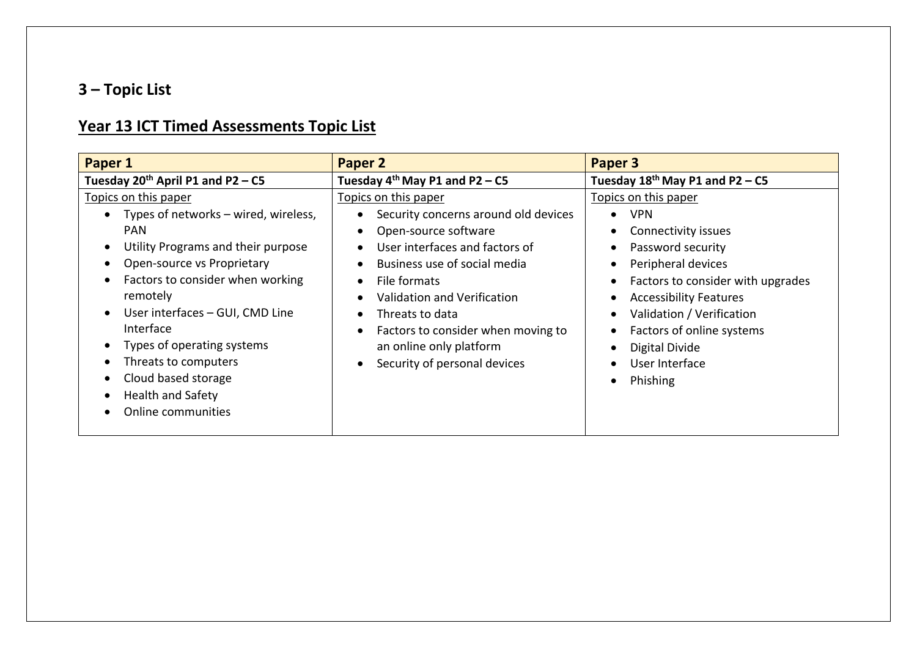## 3 – Topic List

## Year 13 ICT Timed Assessments Topic List

| Paper 1 | Paper 2 | Paper 3 |
|---|---|---|
| **Tuesday 20th April P1 and P2 – C5** | **Tuesday 4th May P1 and P2 – C5** | **Tuesday 18th May P1 and P2 – C5** |
| Topics on this paper<br>• Types of networks – wired, wireless, PAN<br>• Utility Programs and their purpose<br>• Open-source vs Proprietary<br>• Factors to consider when working remotely<br>• User interfaces – GUI, CMD Line Interface<br>• Types of operating systems<br>• Threats to computers<br>• Cloud based storage<br>• Health and Safety<br>• Online communities | Topics on this paper<br>• Security concerns around old devices<br>• Open-source software<br>• User interfaces and factors of<br>• Business use of social media<br>• File formats<br>• Validation and Verification<br>• Threats to data<br>• Factors to consider when moving to an online only platform<br>• Security of personal devices | Topics on this paper<br>• VPN<br>• Connectivity issues<br>• Password security<br>• Peripheral devices<br>• Factors to consider with upgrades<br>• Accessibility Features<br>• Validation / Verification<br>• Factors of online systems<br>• Digital Divide<br>• User Interface<br>• Phishing |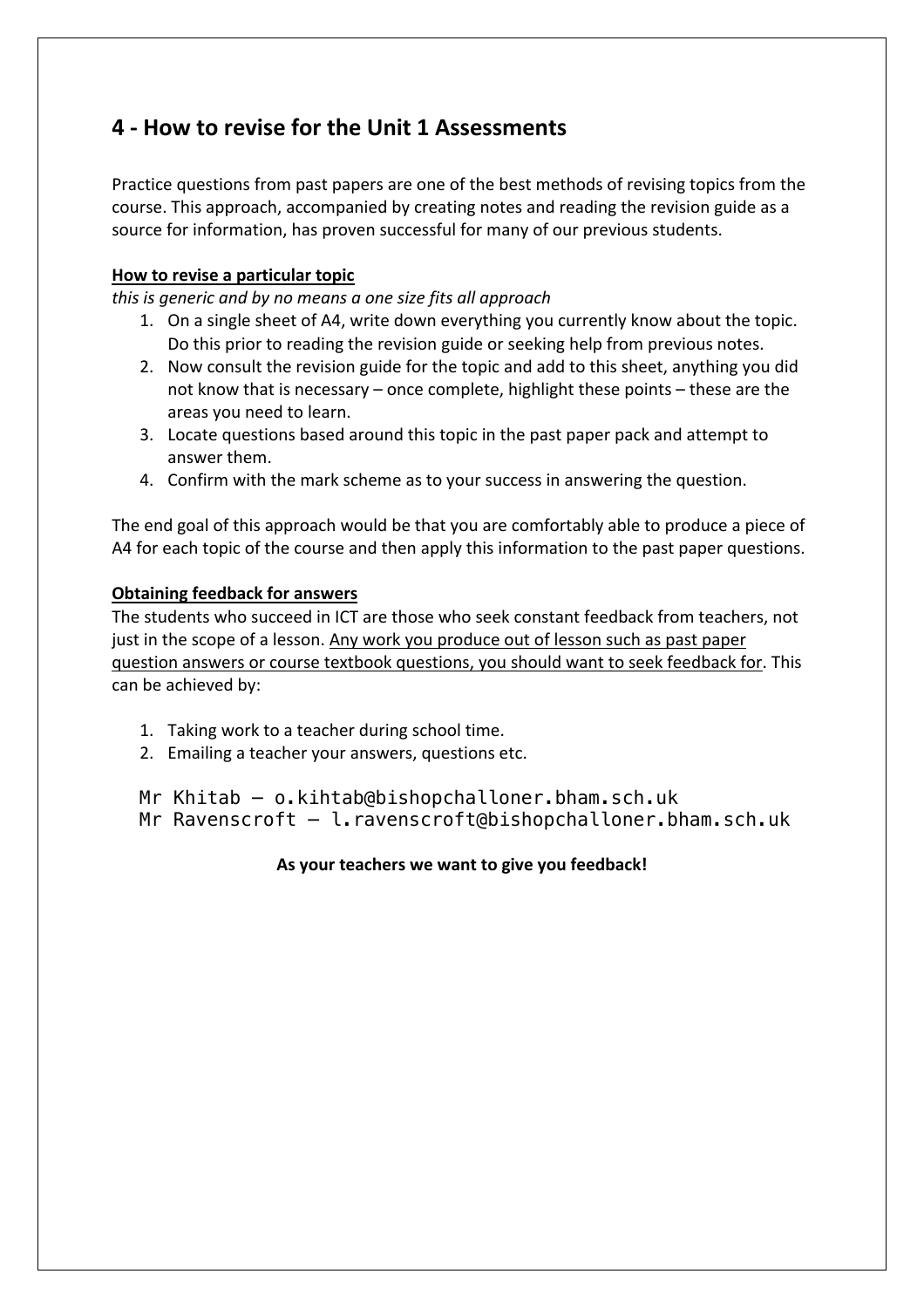## 4 - How to revise for the Unit 1 Assessments

Practice questions from past papers are one of the best methods of revising topics from the course. This approach, accompanied by creating notes and reading the revision guide as a source for information, has proven successful for many of our previous students.

**How to revise a particular topic**

*this is generic and by no means a one size fits all approach*

1. On a single sheet of A4, write down everything you currently know about the topic. Do this prior to reading the revision guide or seeking help from previous notes.
2. Now consult the revision guide for the topic and add to this sheet, anything you did not know that is necessary – once complete, highlight these points – these are the areas you need to learn.
3. Locate questions based around this topic in the past paper pack and attempt to answer them.
4. Confirm with the mark scheme as to your success in answering the question.

The end goal of this approach would be that you are comfortably able to produce a piece of A4 for each topic of the course and then apply this information to the past paper questions.

**Obtaining feedback for answers**

The students who succeed in ICT are those who seek constant feedback from teachers, not just in the scope of a lesson. Any work you produce out of lesson such as past paper question answers or course textbook questions, you should want to seek feedback for. This can be achieved by:

1. Taking work to a teacher during school time.
2. Emailing a teacher your answers, questions etc.

```
Mr Khitab – o.kihtab@bishopchalloner.bham.sch.uk
Mr Ravenscroft – l.ravenscroft@bishopchalloner.bham.sch.uk
```

**As your teachers we want to give you feedback!**